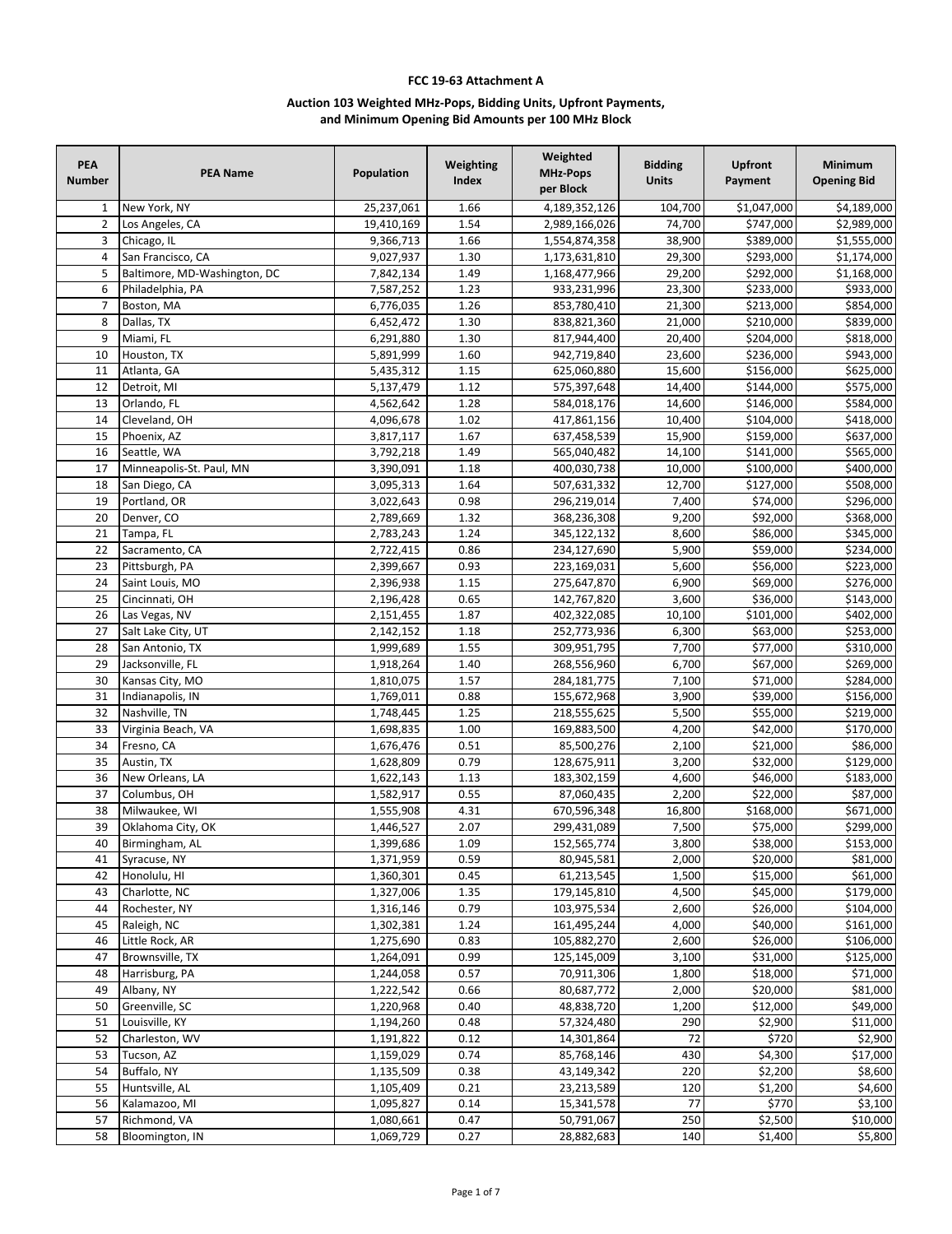**FCC 19-63 Attachment A**

**Auction 103 Weighted MHz-Pops, Bidding Units, Upfront Payments, and Minimum Opening Bid Amounts per 100 MHz Block**

| PEA Number | PEA Name | Population | Weighting Index | Weighted MHz-Pops per Block | Bidding Units | Upfront Payment | Minimum Opening Bid |
|---|---|---|---|---|---|---|---|
| 1 | New York, NY | 25,237,061 | 1.66 | 4,189,352,126 | 104,700 | $1,047,000 | $4,189,000 |
| 2 | Los Angeles, CA | 19,410,169 | 1.54 | 2,989,166,026 | 74,700 | $747,000 | $2,989,000 |
| 3 | Chicago, IL | 9,366,713 | 1.66 | 1,554,874,358 | 38,900 | $389,000 | $1,555,000 |
| 4 | San Francisco, CA | 9,027,937 | 1.30 | 1,173,631,810 | 29,300 | $293,000 | $1,174,000 |
| 5 | Baltimore, MD-Washington, DC | 7,842,134 | 1.49 | 1,168,477,966 | 29,200 | $292,000 | $1,168,000 |
| 6 | Philadelphia, PA | 7,587,252 | 1.23 | 933,231,996 | 23,300 | $233,000 | $933,000 |
| 7 | Boston, MA | 6,776,035 | 1.26 | 853,780,410 | 21,300 | $213,000 | $854,000 |
| 8 | Dallas, TX | 6,452,472 | 1.30 | 838,821,360 | 21,000 | $210,000 | $839,000 |
| 9 | Miami, FL | 6,291,880 | 1.30 | 817,944,400 | 20,400 | $204,000 | $818,000 |
| 10 | Houston, TX | 5,891,999 | 1.60 | 942,719,840 | 23,600 | $236,000 | $943,000 |
| 11 | Atlanta, GA | 5,435,312 | 1.15 | 625,060,880 | 15,600 | $156,000 | $625,000 |
| 12 | Detroit, MI | 5,137,479 | 1.12 | 575,397,648 | 14,400 | $144,000 | $575,000 |
| 13 | Orlando, FL | 4,562,642 | 1.28 | 584,018,176 | 14,600 | $146,000 | $584,000 |
| 14 | Cleveland, OH | 4,096,678 | 1.02 | 417,861,156 | 10,400 | $104,000 | $418,000 |
| 15 | Phoenix, AZ | 3,817,117 | 1.67 | 637,458,539 | 15,900 | $159,000 | $637,000 |
| 16 | Seattle, WA | 3,792,218 | 1.49 | 565,040,482 | 14,100 | $141,000 | $565,000 |
| 17 | Minneapolis-St. Paul, MN | 3,390,091 | 1.18 | 400,030,738 | 10,000 | $100,000 | $400,000 |
| 18 | San Diego, CA | 3,095,313 | 1.64 | 507,631,332 | 12,700 | $127,000 | $508,000 |
| 19 | Portland, OR | 3,022,643 | 0.98 | 296,219,014 | 7,400 | $74,000 | $296,000 |
| 20 | Denver, CO | 2,789,669 | 1.32 | 368,236,308 | 9,200 | $92,000 | $368,000 |
| 21 | Tampa, FL | 2,783,243 | 1.24 | 345,122,132 | 8,600 | $86,000 | $345,000 |
| 22 | Sacramento, CA | 2,722,415 | 0.86 | 234,127,690 | 5,900 | $59,000 | $234,000 |
| 23 | Pittsburgh, PA | 2,399,667 | 0.93 | 223,169,031 | 5,600 | $56,000 | $223,000 |
| 24 | Saint Louis, MO | 2,396,938 | 1.15 | 275,647,870 | 6,900 | $69,000 | $276,000 |
| 25 | Cincinnati, OH | 2,196,428 | 0.65 | 142,767,820 | 3,600 | $36,000 | $143,000 |
| 26 | Las Vegas, NV | 2,151,455 | 1.87 | 402,322,085 | 10,100 | $101,000 | $402,000 |
| 27 | Salt Lake City, UT | 2,142,152 | 1.18 | 252,773,936 | 6,300 | $63,000 | $253,000 |
| 28 | San Antonio, TX | 1,999,689 | 1.55 | 309,951,795 | 7,700 | $77,000 | $310,000 |
| 29 | Jacksonville, FL | 1,918,264 | 1.40 | 268,556,960 | 6,700 | $67,000 | $269,000 |
| 30 | Kansas City, MO | 1,810,075 | 1.57 | 284,181,775 | 7,100 | $71,000 | $284,000 |
| 31 | Indianapolis, IN | 1,769,011 | 0.88 | 155,672,968 | 3,900 | $39,000 | $156,000 |
| 32 | Nashville, TN | 1,748,445 | 1.25 | 218,555,625 | 5,500 | $55,000 | $219,000 |
| 33 | Virginia Beach, VA | 1,698,835 | 1.00 | 169,883,500 | 4,200 | $42,000 | $170,000 |
| 34 | Fresno, CA | 1,676,476 | 0.51 | 85,500,276 | 2,100 | $21,000 | $86,000 |
| 35 | Austin, TX | 1,628,809 | 0.79 | 128,675,911 | 3,200 | $32,000 | $129,000 |
| 36 | New Orleans, LA | 1,622,143 | 1.13 | 183,302,159 | 4,600 | $46,000 | $183,000 |
| 37 | Columbus, OH | 1,582,917 | 0.55 | 87,060,435 | 2,200 | $22,000 | $87,000 |
| 38 | Milwaukee, WI | 1,555,908 | 4.31 | 670,596,348 | 16,800 | $168,000 | $671,000 |
| 39 | Oklahoma City, OK | 1,446,527 | 2.07 | 299,431,089 | 7,500 | $75,000 | $299,000 |
| 40 | Birmingham, AL | 1,399,686 | 1.09 | 152,565,774 | 3,800 | $38,000 | $153,000 |
| 41 | Syracuse, NY | 1,371,959 | 0.59 | 80,945,581 | 2,000 | $20,000 | $81,000 |
| 42 | Honolulu, HI | 1,360,301 | 0.45 | 61,213,545 | 1,500 | $15,000 | $61,000 |
| 43 | Charlotte, NC | 1,327,006 | 1.35 | 179,145,810 | 4,500 | $45,000 | $179,000 |
| 44 | Rochester, NY | 1,316,146 | 0.79 | 103,975,534 | 2,600 | $26,000 | $104,000 |
| 45 | Raleigh, NC | 1,302,381 | 1.24 | 161,495,244 | 4,000 | $40,000 | $161,000 |
| 46 | Little Rock, AR | 1,275,690 | 0.83 | 105,882,270 | 2,600 | $26,000 | $106,000 |
| 47 | Brownsville, TX | 1,264,091 | 0.99 | 125,145,009 | 3,100 | $31,000 | $125,000 |
| 48 | Harrisburg, PA | 1,244,058 | 0.57 | 70,911,306 | 1,800 | $18,000 | $71,000 |
| 49 | Albany, NY | 1,222,542 | 0.66 | 80,687,772 | 2,000 | $20,000 | $81,000 |
| 50 | Greenville, SC | 1,220,968 | 0.40 | 48,838,720 | 1,200 | $12,000 | $49,000 |
| 51 | Louisville, KY | 1,194,260 | 0.48 | 57,324,480 | 290 | $2,900 | $11,000 |
| 52 | Charleston, WV | 1,191,822 | 0.12 | 14,301,864 | 72 | $720 | $2,900 |
| 53 | Tucson, AZ | 1,159,029 | 0.74 | 85,768,146 | 430 | $4,300 | $17,000 |
| 54 | Buffalo, NY | 1,135,509 | 0.38 | 43,149,342 | 220 | $2,200 | $8,600 |
| 55 | Huntsville, AL | 1,105,409 | 0.21 | 23,213,589 | 120 | $1,200 | $4,600 |
| 56 | Kalamazoo, MI | 1,095,827 | 0.14 | 15,341,578 | 77 | $770 | $3,100 |
| 57 | Richmond, VA | 1,080,661 | 0.47 | 50,791,067 | 250 | $2,500 | $10,000 |
| 58 | Bloomington, IN | 1,069,729 | 0.27 | 28,882,683 | 140 | $1,400 | $5,800 |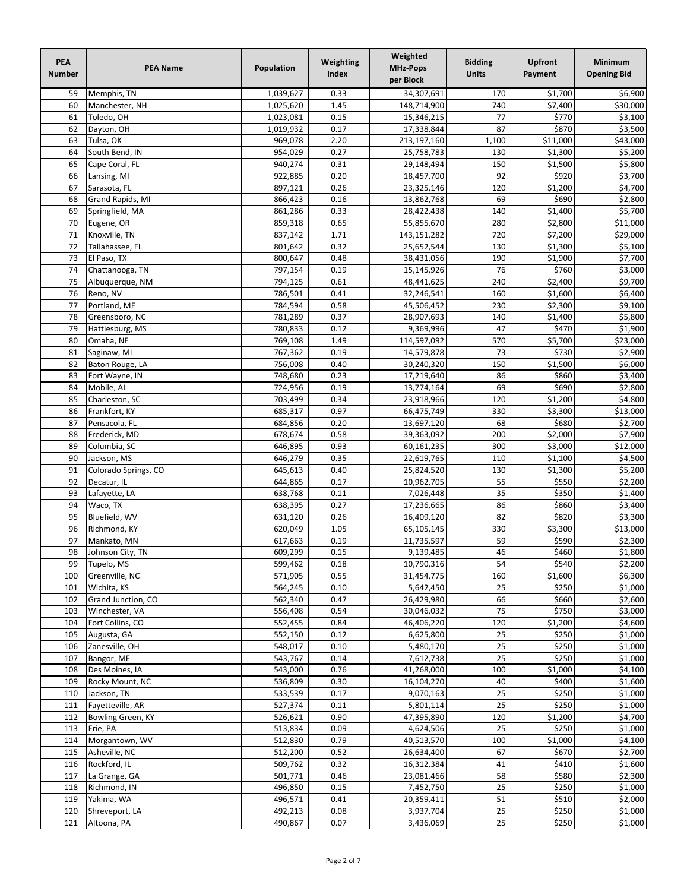| PEA Number | PEA Name | Population | Weighting Index | Weighted MHz-Pops per Block | Bidding Units | Upfront Payment | Minimum Opening Bid |
|---|---|---|---|---|---|---|---|
| 59 | Memphis, TN | 1,039,627 | 0.33 | 34,307,691 | 170 | $1,700 | $6,900 |
| 60 | Manchester, NH | 1,025,620 | 1.45 | 148,714,900 | 740 | $7,400 | $30,000 |
| 61 | Toledo, OH | 1,023,081 | 0.15 | 15,346,215 | 77 | $770 | $3,100 |
| 62 | Dayton, OH | 1,019,932 | 0.17 | 17,338,844 | 87 | $870 | $3,500 |
| 63 | Tulsa, OK | 969,078 | 2.20 | 213,197,160 | 1,100 | $11,000 | $43,000 |
| 64 | South Bend, IN | 954,029 | 0.27 | 25,758,783 | 130 | $1,300 | $5,200 |
| 65 | Cape Coral, FL | 940,274 | 0.31 | 29,148,494 | 150 | $1,500 | $5,800 |
| 66 | Lansing, MI | 922,885 | 0.20 | 18,457,700 | 92 | $920 | $3,700 |
| 67 | Sarasota, FL | 897,121 | 0.26 | 23,325,146 | 120 | $1,200 | $4,700 |
| 68 | Grand Rapids, MI | 866,423 | 0.16 | 13,862,768 | 69 | $690 | $2,800 |
| 69 | Springfield, MA | 861,286 | 0.33 | 28,422,438 | 140 | $1,400 | $5,700 |
| 70 | Eugene, OR | 859,318 | 0.65 | 55,855,670 | 280 | $2,800 | $11,000 |
| 71 | Knoxville, TN | 837,142 | 1.71 | 143,151,282 | 720 | $7,200 | $29,000 |
| 72 | Tallahassee, FL | 801,642 | 0.32 | 25,652,544 | 130 | $1,300 | $5,100 |
| 73 | El Paso, TX | 800,647 | 0.48 | 38,431,056 | 190 | $1,900 | $7,700 |
| 74 | Chattanooga, TN | 797,154 | 0.19 | 15,145,926 | 76 | $760 | $3,000 |
| 75 | Albuquerque, NM | 794,125 | 0.61 | 48,441,625 | 240 | $2,400 | $9,700 |
| 76 | Reno, NV | 786,501 | 0.41 | 32,246,541 | 160 | $1,600 | $6,400 |
| 77 | Portland, ME | 784,594 | 0.58 | 45,506,452 | 230 | $2,300 | $9,100 |
| 78 | Greensboro, NC | 781,289 | 0.37 | 28,907,693 | 140 | $1,400 | $5,800 |
| 79 | Hattiesburg, MS | 780,833 | 0.12 | 9,369,996 | 47 | $470 | $1,900 |
| 80 | Omaha, NE | 769,108 | 1.49 | 114,597,092 | 570 | $5,700 | $23,000 |
| 81 | Saginaw, MI | 767,362 | 0.19 | 14,579,878 | 73 | $730 | $2,900 |
| 82 | Baton Rouge, LA | 756,008 | 0.40 | 30,240,320 | 150 | $1,500 | $6,000 |
| 83 | Fort Wayne, IN | 748,680 | 0.23 | 17,219,640 | 86 | $860 | $3,400 |
| 84 | Mobile, AL | 724,956 | 0.19 | 13,774,164 | 69 | $690 | $2,800 |
| 85 | Charleston, SC | 703,499 | 0.34 | 23,918,966 | 120 | $1,200 | $4,800 |
| 86 | Frankfort, KY | 685,317 | 0.97 | 66,475,749 | 330 | $3,300 | $13,000 |
| 87 | Pensacola, FL | 684,856 | 0.20 | 13,697,120 | 68 | $680 | $2,700 |
| 88 | Frederick, MD | 678,674 | 0.58 | 39,363,092 | 200 | $2,000 | $7,900 |
| 89 | Columbia, SC | 646,895 | 0.93 | 60,161,235 | 300 | $3,000 | $12,000 |
| 90 | Jackson, MS | 646,279 | 0.35 | 22,619,765 | 110 | $1,100 | $4,500 |
| 91 | Colorado Springs, CO | 645,613 | 0.40 | 25,824,520 | 130 | $1,300 | $5,200 |
| 92 | Decatur, IL | 644,865 | 0.17 | 10,962,705 | 55 | $550 | $2,200 |
| 93 | Lafayette, LA | 638,768 | 0.11 | 7,026,448 | 35 | $350 | $1,400 |
| 94 | Waco, TX | 638,395 | 0.27 | 17,236,665 | 86 | $860 | $3,400 |
| 95 | Bluefield, WV | 631,120 | 0.26 | 16,409,120 | 82 | $820 | $3,300 |
| 96 | Richmond, KY | 620,049 | 1.05 | 65,105,145 | 330 | $3,300 | $13,000 |
| 97 | Mankato, MN | 617,663 | 0.19 | 11,735,597 | 59 | $590 | $2,300 |
| 98 | Johnson City, TN | 609,299 | 0.15 | 9,139,485 | 46 | $460 | $1,800 |
| 99 | Tupelo, MS | 599,462 | 0.18 | 10,790,316 | 54 | $540 | $2,200 |
| 100 | Greenville, NC | 571,905 | 0.55 | 31,454,775 | 160 | $1,600 | $6,300 |
| 101 | Wichita, KS | 564,245 | 0.10 | 5,642,450 | 25 | $250 | $1,000 |
| 102 | Grand Junction, CO | 562,340 | 0.47 | 26,429,980 | 66 | $660 | $2,600 |
| 103 | Winchester, VA | 556,408 | 0.54 | 30,046,032 | 75 | $750 | $3,000 |
| 104 | Fort Collins, CO | 552,455 | 0.84 | 46,406,220 | 120 | $1,200 | $4,600 |
| 105 | Augusta, GA | 552,150 | 0.12 | 6,625,800 | 25 | $250 | $1,000 |
| 106 | Zanesville, OH | 548,017 | 0.10 | 5,480,170 | 25 | $250 | $1,000 |
| 107 | Bangor, ME | 543,767 | 0.14 | 7,612,738 | 25 | $250 | $1,000 |
| 108 | Des Moines, IA | 543,000 | 0.76 | 41,268,000 | 100 | $1,000 | $4,100 |
| 109 | Rocky Mount, NC | 536,809 | 0.30 | 16,104,270 | 40 | $400 | $1,600 |
| 110 | Jackson, TN | 533,539 | 0.17 | 9,070,163 | 25 | $250 | $1,000 |
| 111 | Fayetteville, AR | 527,374 | 0.11 | 5,801,114 | 25 | $250 | $1,000 |
| 112 | Bowling Green, KY | 526,621 | 0.90 | 47,395,890 | 120 | $1,200 | $4,700 |
| 113 | Erie, PA | 513,834 | 0.09 | 4,624,506 | 25 | $250 | $1,000 |
| 114 | Morgantown, WV | 512,830 | 0.79 | 40,513,570 | 100 | $1,000 | $4,100 |
| 115 | Asheville, NC | 512,200 | 0.52 | 26,634,400 | 67 | $670 | $2,700 |
| 116 | Rockford, IL | 509,762 | 0.32 | 16,312,384 | 41 | $410 | $1,600 |
| 117 | La Grange, GA | 501,771 | 0.46 | 23,081,466 | 58 | $580 | $2,300 |
| 118 | Richmond, IN | 496,850 | 0.15 | 7,452,750 | 25 | $250 | $1,000 |
| 119 | Yakima, WA | 496,571 | 0.41 | 20,359,411 | 51 | $510 | $2,000 |
| 120 | Shreveport, LA | 492,213 | 0.08 | 3,937,704 | 25 | $250 | $1,000 |
| 121 | Altoona, PA | 490,867 | 0.07 | 3,436,069 | 25 | $250 | $1,000 |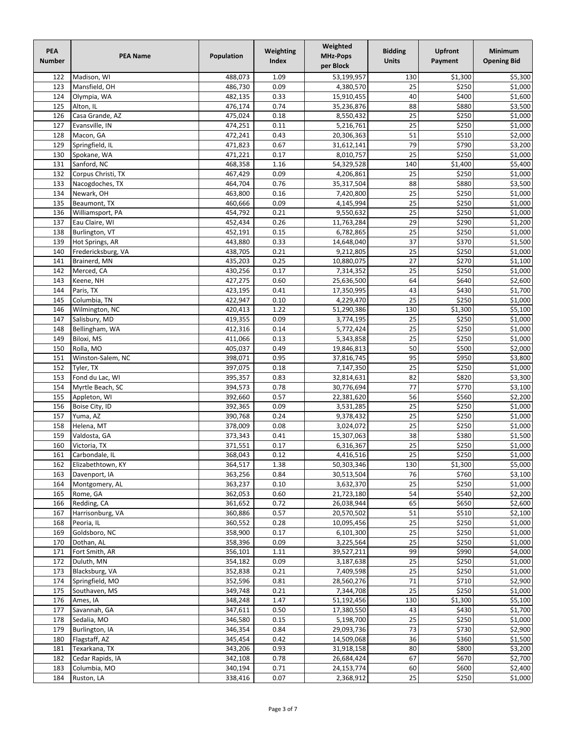| PEA Number | PEA Name | Population | Weighting Index | Weighted MHz-Pops per Block | Bidding Units | Upfront Payment | Minimum Opening Bid |
|---|---|---|---|---|---|---|---|
| 122 | Madison, WI | 488,073 | 1.09 | 53,199,957 | 130 | $1,300 | $5,300 |
| 123 | Mansfield, OH | 486,730 | 0.09 | 4,380,570 | 25 | $250 | $1,000 |
| 124 | Olympia, WA | 482,135 | 0.33 | 15,910,455 | 40 | $400 | $1,600 |
| 125 | Alton, IL | 476,174 | 0.74 | 35,236,876 | 88 | $880 | $3,500 |
| 126 | Casa Grande, AZ | 475,024 | 0.18 | 8,550,432 | 25 | $250 | $1,000 |
| 127 | Evansville, IN | 474,251 | 0.11 | 5,216,761 | 25 | $250 | $1,000 |
| 128 | Macon, GA | 472,241 | 0.43 | 20,306,363 | 51 | $510 | $2,000 |
| 129 | Springfield, IL | 471,823 | 0.67 | 31,612,141 | 79 | $790 | $3,200 |
| 130 | Spokane, WA | 471,221 | 0.17 | 8,010,757 | 25 | $250 | $1,000 |
| 131 | Sanford, NC | 468,358 | 1.16 | 54,329,528 | 140 | $1,400 | $5,400 |
| 132 | Corpus Christi, TX | 467,429 | 0.09 | 4,206,861 | 25 | $250 | $1,000 |
| 133 | Nacogdoches, TX | 464,704 | 0.76 | 35,317,504 | 88 | $880 | $3,500 |
| 134 | Newark, OH | 463,800 | 0.16 | 7,420,800 | 25 | $250 | $1,000 |
| 135 | Beaumont, TX | 460,666 | 0.09 | 4,145,994 | 25 | $250 | $1,000 |
| 136 | Williamsport, PA | 454,792 | 0.21 | 9,550,632 | 25 | $250 | $1,000 |
| 137 | Eau Claire, WI | 452,434 | 0.26 | 11,763,284 | 29 | $290 | $1,200 |
| 138 | Burlington, VT | 452,191 | 0.15 | 6,782,865 | 25 | $250 | $1,000 |
| 139 | Hot Springs, AR | 443,880 | 0.33 | 14,648,040 | 37 | $370 | $1,500 |
| 140 | Fredericksburg, VA | 438,705 | 0.21 | 9,212,805 | 25 | $250 | $1,000 |
| 141 | Brainerd, MN | 435,203 | 0.25 | 10,880,075 | 27 | $270 | $1,100 |
| 142 | Merced, CA | 430,256 | 0.17 | 7,314,352 | 25 | $250 | $1,000 |
| 143 | Keene, NH | 427,275 | 0.60 | 25,636,500 | 64 | $640 | $2,600 |
| 144 | Paris, TX | 423,195 | 0.41 | 17,350,995 | 43 | $430 | $1,700 |
| 145 | Columbia, TN | 422,947 | 0.10 | 4,229,470 | 25 | $250 | $1,000 |
| 146 | Wilmington, NC | 420,413 | 1.22 | 51,290,386 | 130 | $1,300 | $5,100 |
| 147 | Salisbury, MD | 419,355 | 0.09 | 3,774,195 | 25 | $250 | $1,000 |
| 148 | Bellingham, WA | 412,316 | 0.14 | 5,772,424 | 25 | $250 | $1,000 |
| 149 | Biloxi, MS | 411,066 | 0.13 | 5,343,858 | 25 | $250 | $1,000 |
| 150 | Rolla, MO | 405,037 | 0.49 | 19,846,813 | 50 | $500 | $2,000 |
| 151 | Winston-Salem, NC | 398,071 | 0.95 | 37,816,745 | 95 | $950 | $3,800 |
| 152 | Tyler, TX | 397,075 | 0.18 | 7,147,350 | 25 | $250 | $1,000 |
| 153 | Fond du Lac, WI | 395,357 | 0.83 | 32,814,631 | 82 | $820 | $3,300 |
| 154 | Myrtle Beach, SC | 394,573 | 0.78 | 30,776,694 | 77 | $770 | $3,100 |
| 155 | Appleton, WI | 392,660 | 0.57 | 22,381,620 | 56 | $560 | $2,200 |
| 156 | Boise City, ID | 392,365 | 0.09 | 3,531,285 | 25 | $250 | $1,000 |
| 157 | Yuma, AZ | 390,768 | 0.24 | 9,378,432 | 25 | $250 | $1,000 |
| 158 | Helena, MT | 378,009 | 0.08 | 3,024,072 | 25 | $250 | $1,000 |
| 159 | Valdosta, GA | 373,343 | 0.41 | 15,307,063 | 38 | $380 | $1,500 |
| 160 | Victoria, TX | 371,551 | 0.17 | 6,316,367 | 25 | $250 | $1,000 |
| 161 | Carbondale, IL | 368,043 | 0.12 | 4,416,516 | 25 | $250 | $1,000 |
| 162 | Elizabethtown, KY | 364,517 | 1.38 | 50,303,346 | 130 | $1,300 | $5,000 |
| 163 | Davenport, IA | 363,256 | 0.84 | 30,513,504 | 76 | $760 | $3,100 |
| 164 | Montgomery, AL | 363,237 | 0.10 | 3,632,370 | 25 | $250 | $1,000 |
| 165 | Rome, GA | 362,053 | 0.60 | 21,723,180 | 54 | $540 | $2,200 |
| 166 | Redding, CA | 361,652 | 0.72 | 26,038,944 | 65 | $650 | $2,600 |
| 167 | Harrisonburg, VA | 360,886 | 0.57 | 20,570,502 | 51 | $510 | $2,100 |
| 168 | Peoria, IL | 360,552 | 0.28 | 10,095,456 | 25 | $250 | $1,000 |
| 169 | Goldsboro, NC | 358,900 | 0.17 | 6,101,300 | 25 | $250 | $1,000 |
| 170 | Dothan, AL | 358,396 | 0.09 | 3,225,564 | 25 | $250 | $1,000 |
| 171 | Fort Smith, AR | 356,101 | 1.11 | 39,527,211 | 99 | $990 | $4,000 |
| 172 | Duluth, MN | 354,182 | 0.09 | 3,187,638 | 25 | $250 | $1,000 |
| 173 | Blacksburg, VA | 352,838 | 0.21 | 7,409,598 | 25 | $250 | $1,000 |
| 174 | Springfield, MO | 352,596 | 0.81 | 28,560,276 | 71 | $710 | $2,900 |
| 175 | Southaven, MS | 349,748 | 0.21 | 7,344,708 | 25 | $250 | $1,000 |
| 176 | Ames, IA | 348,248 | 1.47 | 51,192,456 | 130 | $1,300 | $5,100 |
| 177 | Savannah, GA | 347,611 | 0.50 | 17,380,550 | 43 | $430 | $1,700 |
| 178 | Sedalia, MO | 346,580 | 0.15 | 5,198,700 | 25 | $250 | $1,000 |
| 179 | Burlington, IA | 346,354 | 0.84 | 29,093,736 | 73 | $730 | $2,900 |
| 180 | Flagstaff, AZ | 345,454 | 0.42 | 14,509,068 | 36 | $360 | $1,500 |
| 181 | Texarkana, TX | 343,206 | 0.93 | 31,918,158 | 80 | $800 | $3,200 |
| 182 | Cedar Rapids, IA | 342,108 | 0.78 | 26,684,424 | 67 | $670 | $2,700 |
| 183 | Columbia, MO | 340,194 | 0.71 | 24,153,774 | 60 | $600 | $2,400 |
| 184 | Ruston, LA | 338,416 | 0.07 | 2,368,912 | 25 | $250 | $1,000 |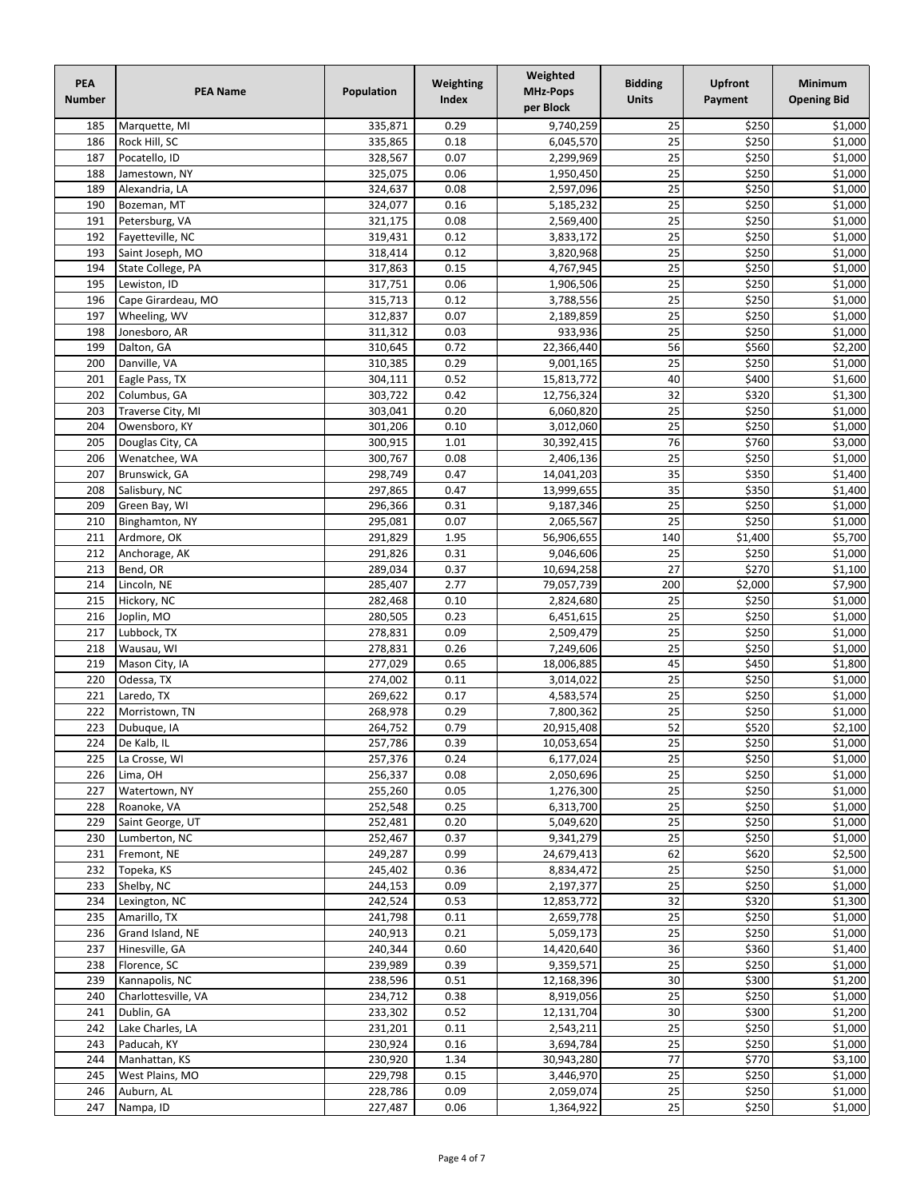| PEA Number | PEA Name | Population | Weighting Index | Weighted MHz-Pops per Block | Bidding Units | Upfront Payment | Minimum Opening Bid |
|---|---|---|---|---|---|---|---|
| 185 | Marquette, MI | 335,871 | 0.29 | 9,740,259 | 25 | $250 | $1,000 |
| 186 | Rock Hill, SC | 335,865 | 0.18 | 6,045,570 | 25 | $250 | $1,000 |
| 187 | Pocatello, ID | 328,567 | 0.07 | 2,299,969 | 25 | $250 | $1,000 |
| 188 | Jamestown, NY | 325,075 | 0.06 | 1,950,450 | 25 | $250 | $1,000 |
| 189 | Alexandria, LA | 324,637 | 0.08 | 2,597,096 | 25 | $250 | $1,000 |
| 190 | Bozeman, MT | 324,077 | 0.16 | 5,185,232 | 25 | $250 | $1,000 |
| 191 | Petersburg, VA | 321,175 | 0.08 | 2,569,400 | 25 | $250 | $1,000 |
| 192 | Fayetteville, NC | 319,431 | 0.12 | 3,833,172 | 25 | $250 | $1,000 |
| 193 | Saint Joseph, MO | 318,414 | 0.12 | 3,820,968 | 25 | $250 | $1,000 |
| 194 | State College, PA | 317,863 | 0.15 | 4,767,945 | 25 | $250 | $1,000 |
| 195 | Lewiston, ID | 317,751 | 0.06 | 1,906,506 | 25 | $250 | $1,000 |
| 196 | Cape Girardeau, MO | 315,713 | 0.12 | 3,788,556 | 25 | $250 | $1,000 |
| 197 | Wheeling, WV | 312,837 | 0.07 | 2,189,859 | 25 | $250 | $1,000 |
| 198 | Jonesboro, AR | 311,312 | 0.03 | 933,936 | 25 | $250 | $1,000 |
| 199 | Dalton, GA | 310,645 | 0.72 | 22,366,440 | 56 | $560 | $2,200 |
| 200 | Danville, VA | 310,385 | 0.29 | 9,001,165 | 25 | $250 | $1,000 |
| 201 | Eagle Pass, TX | 304,111 | 0.52 | 15,813,772 | 40 | $400 | $1,600 |
| 202 | Columbus, GA | 303,722 | 0.42 | 12,756,324 | 32 | $320 | $1,300 |
| 203 | Traverse City, MI | 303,041 | 0.20 | 6,060,820 | 25 | $250 | $1,000 |
| 204 | Owensboro, KY | 301,206 | 0.10 | 3,012,060 | 25 | $250 | $1,000 |
| 205 | Douglas City, CA | 300,915 | 1.01 | 30,392,415 | 76 | $760 | $3,000 |
| 206 | Wenatchee, WA | 300,767 | 0.08 | 2,406,136 | 25 | $250 | $1,000 |
| 207 | Brunswick, GA | 298,749 | 0.47 | 14,041,203 | 35 | $350 | $1,400 |
| 208 | Salisbury, NC | 297,865 | 0.47 | 13,999,655 | 35 | $350 | $1,400 |
| 209 | Green Bay, WI | 296,366 | 0.31 | 9,187,346 | 25 | $250 | $1,000 |
| 210 | Binghamton, NY | 295,081 | 0.07 | 2,065,567 | 25 | $250 | $1,000 |
| 211 | Ardmore, OK | 291,829 | 1.95 | 56,906,655 | 140 | $1,400 | $5,700 |
| 212 | Anchorage, AK | 291,826 | 0.31 | 9,046,606 | 25 | $250 | $1,000 |
| 213 | Bend, OR | 289,034 | 0.37 | 10,694,258 | 27 | $270 | $1,100 |
| 214 | Lincoln, NE | 285,407 | 2.77 | 79,057,739 | 200 | $2,000 | $7,900 |
| 215 | Hickory, NC | 282,468 | 0.10 | 2,824,680 | 25 | $250 | $1,000 |
| 216 | Joplin, MO | 280,505 | 0.23 | 6,451,615 | 25 | $250 | $1,000 |
| 217 | Lubbock, TX | 278,831 | 0.09 | 2,509,479 | 25 | $250 | $1,000 |
| 218 | Wausau, WI | 278,831 | 0.26 | 7,249,606 | 25 | $250 | $1,000 |
| 219 | Mason City, IA | 277,029 | 0.65 | 18,006,885 | 45 | $450 | $1,800 |
| 220 | Odessa, TX | 274,002 | 0.11 | 3,014,022 | 25 | $250 | $1,000 |
| 221 | Laredo, TX | 269,622 | 0.17 | 4,583,574 | 25 | $250 | $1,000 |
| 222 | Morristown, TN | 268,978 | 0.29 | 7,800,362 | 25 | $250 | $1,000 |
| 223 | Dubuque, IA | 264,752 | 0.79 | 20,915,408 | 52 | $520 | $2,100 |
| 224 | De Kalb, IL | 257,786 | 0.39 | 10,053,654 | 25 | $250 | $1,000 |
| 225 | La Crosse, WI | 257,376 | 0.24 | 6,177,024 | 25 | $250 | $1,000 |
| 226 | Lima, OH | 256,337 | 0.08 | 2,050,696 | 25 | $250 | $1,000 |
| 227 | Watertown, NY | 255,260 | 0.05 | 1,276,300 | 25 | $250 | $1,000 |
| 228 | Roanoke, VA | 252,548 | 0.25 | 6,313,700 | 25 | $250 | $1,000 |
| 229 | Saint George, UT | 252,481 | 0.20 | 5,049,620 | 25 | $250 | $1,000 |
| 230 | Lumberton, NC | 252,467 | 0.37 | 9,341,279 | 25 | $250 | $1,000 |
| 231 | Fremont, NE | 249,287 | 0.99 | 24,679,413 | 62 | $620 | $2,500 |
| 232 | Topeka, KS | 245,402 | 0.36 | 8,834,472 | 25 | $250 | $1,000 |
| 233 | Shelby, NC | 244,153 | 0.09 | 2,197,377 | 25 | $250 | $1,000 |
| 234 | Lexington, NC | 242,524 | 0.53 | 12,853,772 | 32 | $320 | $1,300 |
| 235 | Amarillo, TX | 241,798 | 0.11 | 2,659,778 | 25 | $250 | $1,000 |
| 236 | Grand Island, NE | 240,913 | 0.21 | 5,059,173 | 25 | $250 | $1,000 |
| 237 | Hinesville, GA | 240,344 | 0.60 | 14,420,640 | 36 | $360 | $1,400 |
| 238 | Florence, SC | 239,989 | 0.39 | 9,359,571 | 25 | $250 | $1,000 |
| 239 | Kannapolis, NC | 238,596 | 0.51 | 12,168,396 | 30 | $300 | $1,200 |
| 240 | Charlottesville, VA | 234,712 | 0.38 | 8,919,056 | 25 | $250 | $1,000 |
| 241 | Dublin, GA | 233,302 | 0.52 | 12,131,704 | 30 | $300 | $1,200 |
| 242 | Lake Charles, LA | 231,201 | 0.11 | 2,543,211 | 25 | $250 | $1,000 |
| 243 | Paducah, KY | 230,924 | 0.16 | 3,694,784 | 25 | $250 | $1,000 |
| 244 | Manhattan, KS | 230,920 | 1.34 | 30,943,280 | 77 | $770 | $3,100 |
| 245 | West Plains, MO | 229,798 | 0.15 | 3,446,970 | 25 | $250 | $1,000 |
| 246 | Auburn, AL | 228,786 | 0.09 | 2,059,074 | 25 | $250 | $1,000 |
| 247 | Nampa, ID | 227,487 | 0.06 | 1,364,922 | 25 | $250 | $1,000 |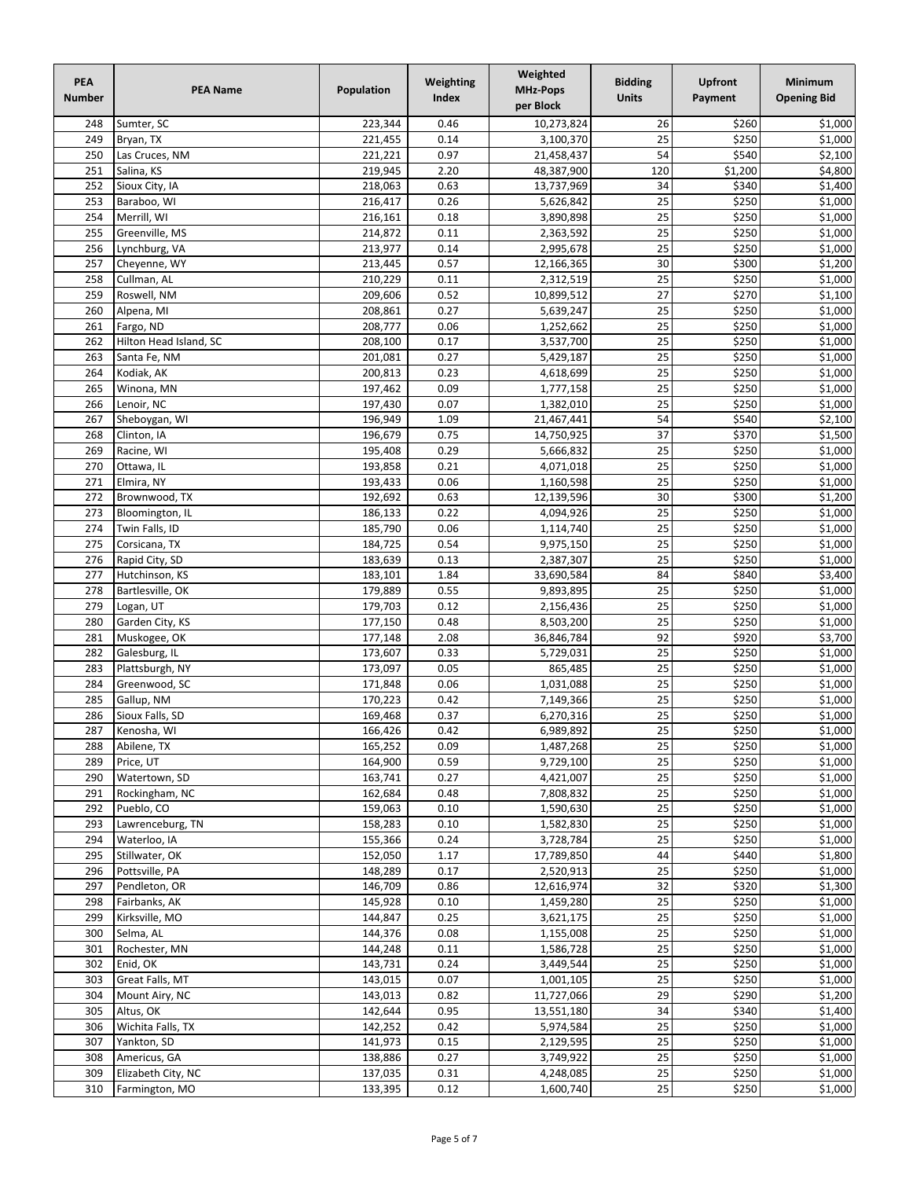| PEA Number | PEA Name | Population | Weighting Index | Weighted MHz-Pops per Block | Bidding Units | Upfront Payment | Minimum Opening Bid |
|---|---|---|---|---|---|---|---|
| 248 | Sumter, SC | 223,344 | 0.46 | 10,273,824 | 26 | $260 | $1,000 |
| 249 | Bryan, TX | 221,455 | 0.14 | 3,100,370 | 25 | $250 | $1,000 |
| 250 | Las Cruces, NM | 221,221 | 0.97 | 21,458,437 | 54 | $540 | $2,100 |
| 251 | Salina, KS | 219,945 | 2.20 | 48,387,900 | 120 | $1,200 | $4,800 |
| 252 | Sioux City, IA | 218,063 | 0.63 | 13,737,969 | 34 | $340 | $1,400 |
| 253 | Baraboo, WI | 216,417 | 0.26 | 5,626,842 | 25 | $250 | $1,000 |
| 254 | Merrill, WI | 216,161 | 0.18 | 3,890,898 | 25 | $250 | $1,000 |
| 255 | Greenville, MS | 214,872 | 0.11 | 2,363,592 | 25 | $250 | $1,000 |
| 256 | Lynchburg, VA | 213,977 | 0.14 | 2,995,678 | 25 | $250 | $1,000 |
| 257 | Cheyenne, WY | 213,445 | 0.57 | 12,166,365 | 30 | $300 | $1,200 |
| 258 | Cullman, AL | 210,229 | 0.11 | 2,312,519 | 25 | $250 | $1,000 |
| 259 | Roswell, NM | 209,606 | 0.52 | 10,899,512 | 27 | $270 | $1,100 |
| 260 | Alpena, MI | 208,861 | 0.27 | 5,639,247 | 25 | $250 | $1,000 |
| 261 | Fargo, ND | 208,777 | 0.06 | 1,252,662 | 25 | $250 | $1,000 |
| 262 | Hilton Head Island, SC | 208,100 | 0.17 | 3,537,700 | 25 | $250 | $1,000 |
| 263 | Santa Fe, NM | 201,081 | 0.27 | 5,429,187 | 25 | $250 | $1,000 |
| 264 | Kodiak, AK | 200,813 | 0.23 | 4,618,699 | 25 | $250 | $1,000 |
| 265 | Winona, MN | 197,462 | 0.09 | 1,777,158 | 25 | $250 | $1,000 |
| 266 | Lenoir, NC | 197,430 | 0.07 | 1,382,010 | 25 | $250 | $1,000 |
| 267 | Sheboygan, WI | 196,949 | 1.09 | 21,467,441 | 54 | $540 | $2,100 |
| 268 | Clinton, IA | 196,679 | 0.75 | 14,750,925 | 37 | $370 | $1,500 |
| 269 | Racine, WI | 195,408 | 0.29 | 5,666,832 | 25 | $250 | $1,000 |
| 270 | Ottawa, IL | 193,858 | 0.21 | 4,071,018 | 25 | $250 | $1,000 |
| 271 | Elmira, NY | 193,433 | 0.06 | 1,160,598 | 25 | $250 | $1,000 |
| 272 | Brownwood, TX | 192,692 | 0.63 | 12,139,596 | 30 | $300 | $1,200 |
| 273 | Bloomington, IL | 186,133 | 0.22 | 4,094,926 | 25 | $250 | $1,000 |
| 274 | Twin Falls, ID | 185,790 | 0.06 | 1,114,740 | 25 | $250 | $1,000 |
| 275 | Corsicana, TX | 184,725 | 0.54 | 9,975,150 | 25 | $250 | $1,000 |
| 276 | Rapid City, SD | 183,639 | 0.13 | 2,387,307 | 25 | $250 | $1,000 |
| 277 | Hutchinson, KS | 183,101 | 1.84 | 33,690,584 | 84 | $840 | $3,400 |
| 278 | Bartlesville, OK | 179,889 | 0.55 | 9,893,895 | 25 | $250 | $1,000 |
| 279 | Logan, UT | 179,703 | 0.12 | 2,156,436 | 25 | $250 | $1,000 |
| 280 | Garden City, KS | 177,150 | 0.48 | 8,503,200 | 25 | $250 | $1,000 |
| 281 | Muskogee, OK | 177,148 | 2.08 | 36,846,784 | 92 | $920 | $3,700 |
| 282 | Galesburg, IL | 173,607 | 0.33 | 5,729,031 | 25 | $250 | $1,000 |
| 283 | Plattsburgh, NY | 173,097 | 0.05 | 865,485 | 25 | $250 | $1,000 |
| 284 | Greenwood, SC | 171,848 | 0.06 | 1,031,088 | 25 | $250 | $1,000 |
| 285 | Gallup, NM | 170,223 | 0.42 | 7,149,366 | 25 | $250 | $1,000 |
| 286 | Sioux Falls, SD | 169,468 | 0.37 | 6,270,316 | 25 | $250 | $1,000 |
| 287 | Kenosha, WI | 166,426 | 0.42 | 6,989,892 | 25 | $250 | $1,000 |
| 288 | Abilene, TX | 165,252 | 0.09 | 1,487,268 | 25 | $250 | $1,000 |
| 289 | Price, UT | 164,900 | 0.59 | 9,729,100 | 25 | $250 | $1,000 |
| 290 | Watertown, SD | 163,741 | 0.27 | 4,421,007 | 25 | $250 | $1,000 |
| 291 | Rockingham, NC | 162,684 | 0.48 | 7,808,832 | 25 | $250 | $1,000 |
| 292 | Pueblo, CO | 159,063 | 0.10 | 1,590,630 | 25 | $250 | $1,000 |
| 293 | Lawrenceburg, TN | 158,283 | 0.10 | 1,582,830 | 25 | $250 | $1,000 |
| 294 | Waterloo, IA | 155,366 | 0.24 | 3,728,784 | 25 | $250 | $1,000 |
| 295 | Stillwater, OK | 152,050 | 1.17 | 17,789,850 | 44 | $440 | $1,800 |
| 296 | Pottsville, PA | 148,289 | 0.17 | 2,520,913 | 25 | $250 | $1,000 |
| 297 | Pendleton, OR | 146,709 | 0.86 | 12,616,974 | 32 | $320 | $1,300 |
| 298 | Fairbanks, AK | 145,928 | 0.10 | 1,459,280 | 25 | $250 | $1,000 |
| 299 | Kirksville, MO | 144,847 | 0.25 | 3,621,175 | 25 | $250 | $1,000 |
| 300 | Selma, AL | 144,376 | 0.08 | 1,155,008 | 25 | $250 | $1,000 |
| 301 | Rochester, MN | 144,248 | 0.11 | 1,586,728 | 25 | $250 | $1,000 |
| 302 | Enid, OK | 143,731 | 0.24 | 3,449,544 | 25 | $250 | $1,000 |
| 303 | Great Falls, MT | 143,015 | 0.07 | 1,001,105 | 25 | $250 | $1,000 |
| 304 | Mount Airy, NC | 143,013 | 0.82 | 11,727,066 | 29 | $290 | $1,200 |
| 305 | Altus, OK | 142,644 | 0.95 | 13,551,180 | 34 | $340 | $1,400 |
| 306 | Wichita Falls, TX | 142,252 | 0.42 | 5,974,584 | 25 | $250 | $1,000 |
| 307 | Yankton, SD | 141,973 | 0.15 | 2,129,595 | 25 | $250 | $1,000 |
| 308 | Americus, GA | 138,886 | 0.27 | 3,749,922 | 25 | $250 | $1,000 |
| 309 | Elizabeth City, NC | 137,035 | 0.31 | 4,248,085 | 25 | $250 | $1,000 |
| 310 | Farmington, MO | 133,395 | 0.12 | 1,600,740 | 25 | $250 | $1,000 |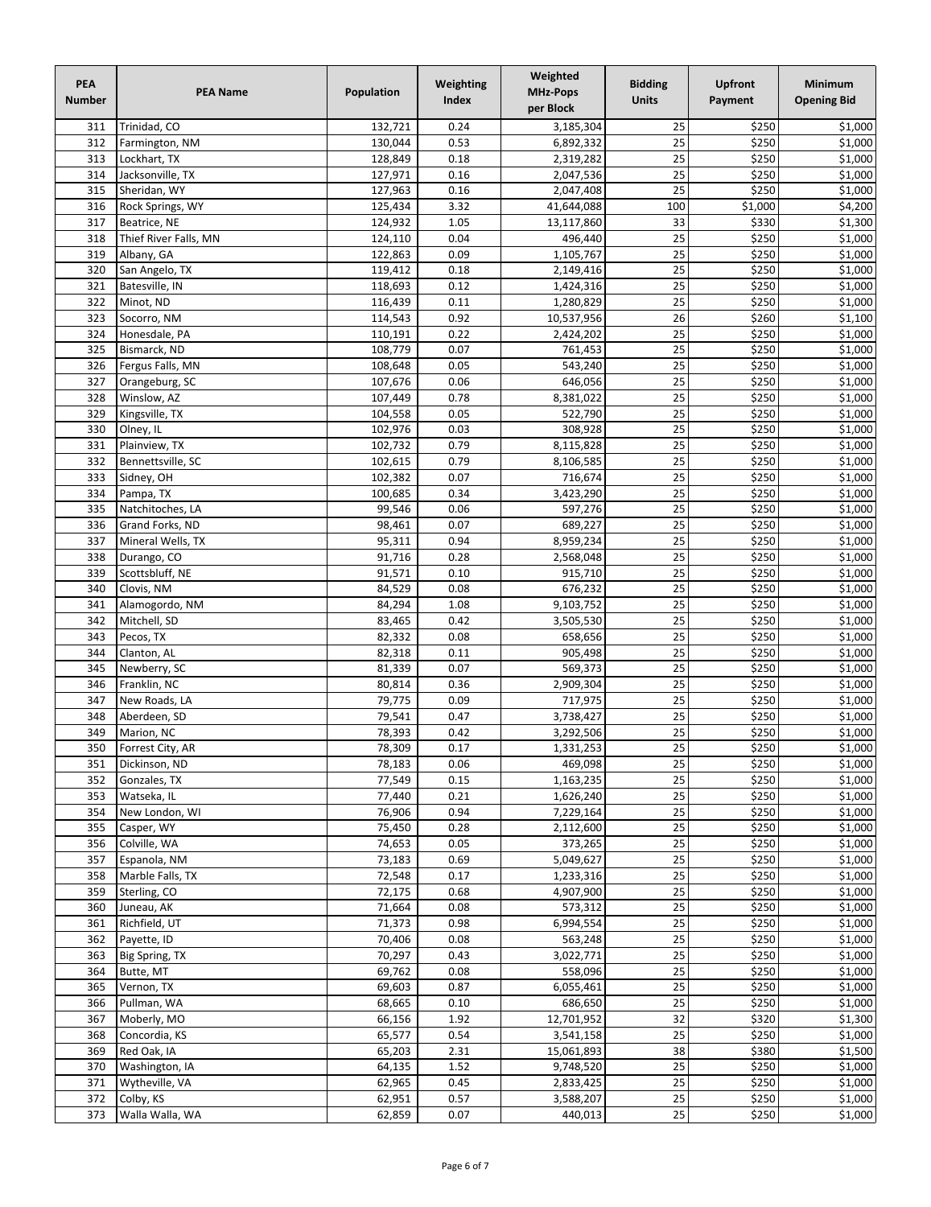| PEA Number | PEA Name | Population | Weighting Index | Weighted MHz-Pops per Block | Bidding Units | Upfront Payment | Minimum Opening Bid |
|---|---|---|---|---|---|---|---|
| 311 | Trinidad, CO | 132,721 | 0.24 | 3,185,304 | 25 | $250 | $1,000 |
| 312 | Farmington, NM | 130,044 | 0.53 | 6,892,332 | 25 | $250 | $1,000 |
| 313 | Lockhart, TX | 128,849 | 0.18 | 2,319,282 | 25 | $250 | $1,000 |
| 314 | Jacksonville, TX | 127,971 | 0.16 | 2,047,536 | 25 | $250 | $1,000 |
| 315 | Sheridan, WY | 127,963 | 0.16 | 2,047,408 | 25 | $250 | $1,000 |
| 316 | Rock Springs, WY | 125,434 | 3.32 | 41,644,088 | 100 | $1,000 | $4,200 |
| 317 | Beatrice, NE | 124,932 | 1.05 | 13,117,860 | 33 | $330 | $1,300 |
| 318 | Thief River Falls, MN | 124,110 | 0.04 | 496,440 | 25 | $250 | $1,000 |
| 319 | Albany, GA | 122,863 | 0.09 | 1,105,767 | 25 | $250 | $1,000 |
| 320 | San Angelo, TX | 119,412 | 0.18 | 2,149,416 | 25 | $250 | $1,000 |
| 321 | Batesville, IN | 118,693 | 0.12 | 1,424,316 | 25 | $250 | $1,000 |
| 322 | Minot, ND | 116,439 | 0.11 | 1,280,829 | 25 | $250 | $1,000 |
| 323 | Socorro, NM | 114,543 | 0.92 | 10,537,956 | 26 | $260 | $1,100 |
| 324 | Honesdale, PA | 110,191 | 0.22 | 2,424,202 | 25 | $250 | $1,000 |
| 325 | Bismarck, ND | 108,779 | 0.07 | 761,453 | 25 | $250 | $1,000 |
| 326 | Fergus Falls, MN | 108,648 | 0.05 | 543,240 | 25 | $250 | $1,000 |
| 327 | Orangeburg, SC | 107,676 | 0.06 | 646,056 | 25 | $250 | $1,000 |
| 328 | Winslow, AZ | 107,449 | 0.78 | 8,381,022 | 25 | $250 | $1,000 |
| 329 | Kingsville, TX | 104,558 | 0.05 | 522,790 | 25 | $250 | $1,000 |
| 330 | Olney, IL | 102,976 | 0.03 | 308,928 | 25 | $250 | $1,000 |
| 331 | Plainview, TX | 102,732 | 0.79 | 8,115,828 | 25 | $250 | $1,000 |
| 332 | Bennettsville, SC | 102,615 | 0.79 | 8,106,585 | 25 | $250 | $1,000 |
| 333 | Sidney, OH | 102,382 | 0.07 | 716,674 | 25 | $250 | $1,000 |
| 334 | Pampa, TX | 100,685 | 0.34 | 3,423,290 | 25 | $250 | $1,000 |
| 335 | Natchitoches, LA | 99,546 | 0.06 | 597,276 | 25 | $250 | $1,000 |
| 336 | Grand Forks, ND | 98,461 | 0.07 | 689,227 | 25 | $250 | $1,000 |
| 337 | Mineral Wells, TX | 95,311 | 0.94 | 8,959,234 | 25 | $250 | $1,000 |
| 338 | Durango, CO | 91,716 | 0.28 | 2,568,048 | 25 | $250 | $1,000 |
| 339 | Scottsbluff, NE | 91,571 | 0.10 | 915,710 | 25 | $250 | $1,000 |
| 340 | Clovis, NM | 84,529 | 0.08 | 676,232 | 25 | $250 | $1,000 |
| 341 | Alamogordo, NM | 84,294 | 1.08 | 9,103,752 | 25 | $250 | $1,000 |
| 342 | Mitchell, SD | 83,465 | 0.42 | 3,505,530 | 25 | $250 | $1,000 |
| 343 | Pecos, TX | 82,332 | 0.08 | 658,656 | 25 | $250 | $1,000 |
| 344 | Clanton, AL | 82,318 | 0.11 | 905,498 | 25 | $250 | $1,000 |
| 345 | Newberry, SC | 81,339 | 0.07 | 569,373 | 25 | $250 | $1,000 |
| 346 | Franklin, NC | 80,814 | 0.36 | 2,909,304 | 25 | $250 | $1,000 |
| 347 | New Roads, LA | 79,775 | 0.09 | 717,975 | 25 | $250 | $1,000 |
| 348 | Aberdeen, SD | 79,541 | 0.47 | 3,738,427 | 25 | $250 | $1,000 |
| 349 | Marion, NC | 78,393 | 0.42 | 3,292,506 | 25 | $250 | $1,000 |
| 350 | Forrest City, AR | 78,309 | 0.17 | 1,331,253 | 25 | $250 | $1,000 |
| 351 | Dickinson, ND | 78,183 | 0.06 | 469,098 | 25 | $250 | $1,000 |
| 352 | Gonzales, TX | 77,549 | 0.15 | 1,163,235 | 25 | $250 | $1,000 |
| 353 | Watseka, IL | 77,440 | 0.21 | 1,626,240 | 25 | $250 | $1,000 |
| 354 | New London, WI | 76,906 | 0.94 | 7,229,164 | 25 | $250 | $1,000 |
| 355 | Casper, WY | 75,450 | 0.28 | 2,112,600 | 25 | $250 | $1,000 |
| 356 | Colville, WA | 74,653 | 0.05 | 373,265 | 25 | $250 | $1,000 |
| 357 | Espanola, NM | 73,183 | 0.69 | 5,049,627 | 25 | $250 | $1,000 |
| 358 | Marble Falls, TX | 72,548 | 0.17 | 1,233,316 | 25 | $250 | $1,000 |
| 359 | Sterling, CO | 72,175 | 0.68 | 4,907,900 | 25 | $250 | $1,000 |
| 360 | Juneau, AK | 71,664 | 0.08 | 573,312 | 25 | $250 | $1,000 |
| 361 | Richfield, UT | 71,373 | 0.98 | 6,994,554 | 25 | $250 | $1,000 |
| 362 | Payette, ID | 70,406 | 0.08 | 563,248 | 25 | $250 | $1,000 |
| 363 | Big Spring, TX | 70,297 | 0.43 | 3,022,771 | 25 | $250 | $1,000 |
| 364 | Butte, MT | 69,762 | 0.08 | 558,096 | 25 | $250 | $1,000 |
| 365 | Vernon, TX | 69,603 | 0.87 | 6,055,461 | 25 | $250 | $1,000 |
| 366 | Pullman, WA | 68,665 | 0.10 | 686,650 | 25 | $250 | $1,000 |
| 367 | Moberly, MO | 66,156 | 1.92 | 12,701,952 | 32 | $320 | $1,300 |
| 368 | Concordia, KS | 65,577 | 0.54 | 3,541,158 | 25 | $250 | $1,000 |
| 369 | Red Oak, IA | 65,203 | 2.31 | 15,061,893 | 38 | $380 | $1,500 |
| 370 | Washington, IA | 64,135 | 1.52 | 9,748,520 | 25 | $250 | $1,000 |
| 371 | Wytheville, VA | 62,965 | 0.45 | 2,833,425 | 25 | $250 | $1,000 |
| 372 | Colby, KS | 62,951 | 0.57 | 3,588,207 | 25 | $250 | $1,000 |
| 373 | Walla Walla, WA | 62,859 | 0.07 | 440,013 | 25 | $250 | $1,000 |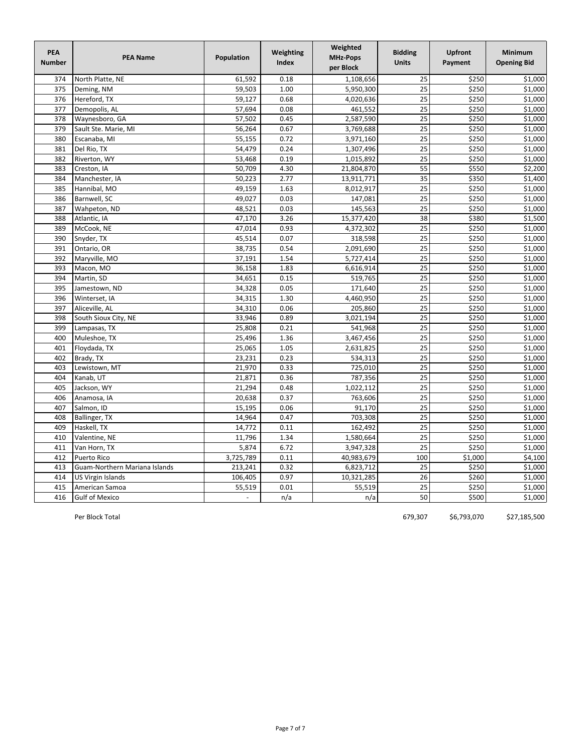| PEA Number | PEA Name | Population | Weighting Index | Weighted MHz-Pops per Block | Bidding Units | Upfront Payment | Minimum Opening Bid |
|---|---|---|---|---|---|---|---|
| 374 | North Platte, NE | 61,592 | 0.18 | 1,108,656 | 25 | $250 | $1,000 |
| 375 | Deming, NM | 59,503 | 1.00 | 5,950,300 | 25 | $250 | $1,000 |
| 376 | Hereford, TX | 59,127 | 0.68 | 4,020,636 | 25 | $250 | $1,000 |
| 377 | Demopolis, AL | 57,694 | 0.08 | 461,552 | 25 | $250 | $1,000 |
| 378 | Waynesboro, GA | 57,502 | 0.45 | 2,587,590 | 25 | $250 | $1,000 |
| 379 | Sault Ste. Marie, MI | 56,264 | 0.67 | 3,769,688 | 25 | $250 | $1,000 |
| 380 | Escanaba, MI | 55,155 | 0.72 | 3,971,160 | 25 | $250 | $1,000 |
| 381 | Del Rio, TX | 54,479 | 0.24 | 1,307,496 | 25 | $250 | $1,000 |
| 382 | Riverton, WY | 53,468 | 0.19 | 1,015,892 | 25 | $250 | $1,000 |
| 383 | Creston, IA | 50,709 | 4.30 | 21,804,870 | 55 | $550 | $2,200 |
| 384 | Manchester, IA | 50,223 | 2.77 | 13,911,771 | 35 | $350 | $1,400 |
| 385 | Hannibal, MO | 49,159 | 1.63 | 8,012,917 | 25 | $250 | $1,000 |
| 386 | Barnwell, SC | 49,027 | 0.03 | 147,081 | 25 | $250 | $1,000 |
| 387 | Wahpeton, ND | 48,521 | 0.03 | 145,563 | 25 | $250 | $1,000 |
| 388 | Atlantic, IA | 47,170 | 3.26 | 15,377,420 | 38 | $380 | $1,500 |
| 389 | McCook, NE | 47,014 | 0.93 | 4,372,302 | 25 | $250 | $1,000 |
| 390 | Snyder, TX | 45,514 | 0.07 | 318,598 | 25 | $250 | $1,000 |
| 391 | Ontario, OR | 38,735 | 0.54 | 2,091,690 | 25 | $250 | $1,000 |
| 392 | Maryville, MO | 37,191 | 1.54 | 5,727,414 | 25 | $250 | $1,000 |
| 393 | Macon, MO | 36,158 | 1.83 | 6,616,914 | 25 | $250 | $1,000 |
| 394 | Martin, SD | 34,651 | 0.15 | 519,765 | 25 | $250 | $1,000 |
| 395 | Jamestown, ND | 34,328 | 0.05 | 171,640 | 25 | $250 | $1,000 |
| 396 | Winterset, IA | 34,315 | 1.30 | 4,460,950 | 25 | $250 | $1,000 |
| 397 | Aliceville, AL | 34,310 | 0.06 | 205,860 | 25 | $250 | $1,000 |
| 398 | South Sioux City, NE | 33,946 | 0.89 | 3,021,194 | 25 | $250 | $1,000 |
| 399 | Lampasas, TX | 25,808 | 0.21 | 541,968 | 25 | $250 | $1,000 |
| 400 | Muleshoe, TX | 25,496 | 1.36 | 3,467,456 | 25 | $250 | $1,000 |
| 401 | Floydada, TX | 25,065 | 1.05 | 2,631,825 | 25 | $250 | $1,000 |
| 402 | Brady, TX | 23,231 | 0.23 | 534,313 | 25 | $250 | $1,000 |
| 403 | Lewistown, MT | 21,970 | 0.33 | 725,010 | 25 | $250 | $1,000 |
| 404 | Kanab, UT | 21,871 | 0.36 | 787,356 | 25 | $250 | $1,000 |
| 405 | Jackson, WY | 21,294 | 0.48 | 1,022,112 | 25 | $250 | $1,000 |
| 406 | Anamosa, IA | 20,638 | 0.37 | 763,606 | 25 | $250 | $1,000 |
| 407 | Salmon, ID | 15,195 | 0.06 | 91,170 | 25 | $250 | $1,000 |
| 408 | Ballinger, TX | 14,964 | 0.47 | 703,308 | 25 | $250 | $1,000 |
| 409 | Haskell, TX | 14,772 | 0.11 | 162,492 | 25 | $250 | $1,000 |
| 410 | Valentine, NE | 11,796 | 1.34 | 1,580,664 | 25 | $250 | $1,000 |
| 411 | Van Horn, TX | 5,874 | 6.72 | 3,947,328 | 25 | $250 | $1,000 |
| 412 | Puerto Rico | 3,725,789 | 0.11 | 40,983,679 | 100 | $1,000 | $4,100 |
| 413 | Guam-Northern Mariana Islands | 213,241 | 0.32 | 6,823,712 | 25 | $250 | $1,000 |
| 414 | US Virgin Islands | 106,405 | 0.97 | 10,321,285 | 26 | $260 | $1,000 |
| 415 | American Samoa | 55,519 | 0.01 | 55,519 | 25 | $250 | $1,000 |
| 416 | Gulf of Mexico | - | n/a | n/a | 50 | $500 | $1,000 |
| | Per Block Total | | | | 679,307 | $6,793,070 | $27,185,500 |